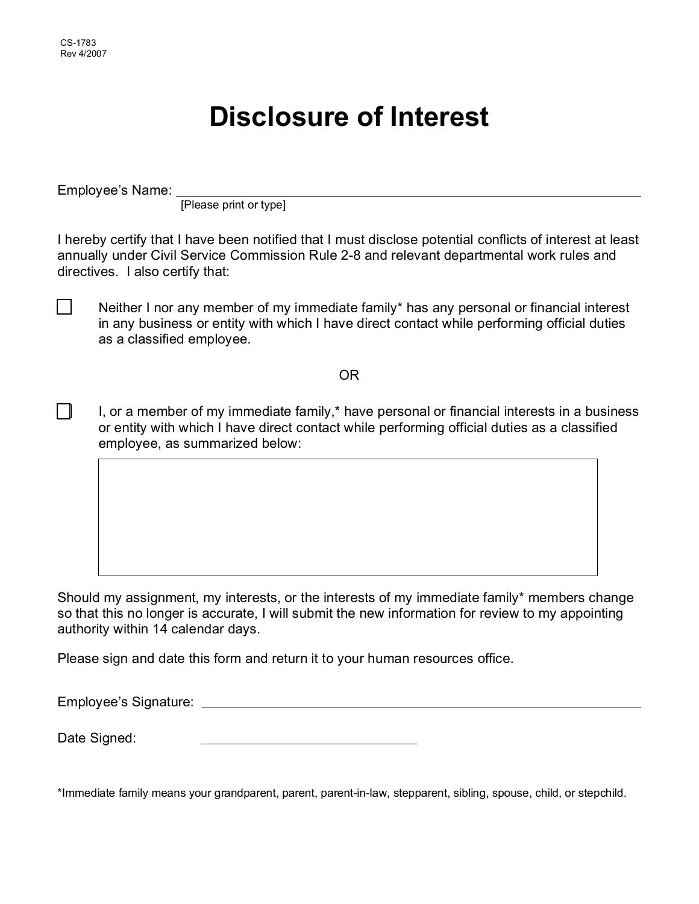CS-1783
Rev 4/2007

# Disclosure of Interest

Employee's Name: ____________________________________________
[Please print or type]

I hereby certify that I have been notified that I must disclose potential conflicts of interest at least annually under Civil Service Commission Rule 2-8 and relevant departmental work rules and directives. I also certify that:

☐ Neither I nor any member of my immediate family* has any personal or financial interest in any business or entity with which I have direct contact while performing official duties as a classified employee.

OR

☐ I, or a member of my immediate family,* have personal or financial interests in a business or entity with which I have direct contact while performing official duties as a classified employee, as summarized below:

| |
|---|
| |

Should my assignment, my interests, or the interests of my immediate family* members change so that this no longer is accurate, I will submit the new information for review to my appointing authority within 14 calendar days.

Please sign and date this form and return it to your human resources office.

Employee's Signature: ____________________________________________

Date Signed: ____________________

*Immediate family means your grandparent, parent, parent-in-law, stepparent, sibling, spouse, child, or stepchild.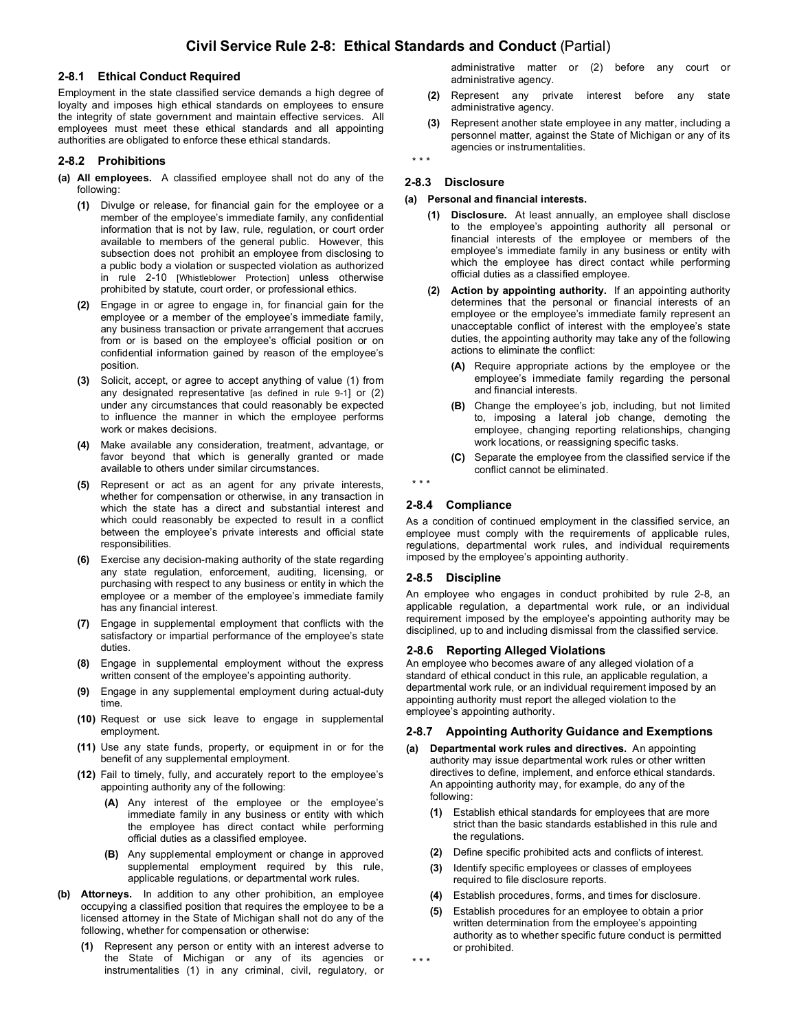# Civil Service Rule 2-8: Ethical Standards and Conduct (Partial)

### 2-8.1 Ethical Conduct Required

Employment in the state classified service demands a high degree of loyalty and imposes high ethical standards on employees to ensure the integrity of state government and maintain effective services. All employees must meet these ethical standards and all appointing authorities are obligated to enforce these ethical standards.

### 2-8.2 Prohibitions

**(a) All employees.** A classified employee shall not do any of the following:

- **(1)** Divulge or release, for financial gain for the employee or a member of the employee's immediate family, any confidential information that is not by law, rule, regulation, or court order available to members of the general public. However, this subsection does not prohibit an employee from disclosing to a public body a violation or suspected violation as authorized in rule 2-10 [Whistleblower Protection] unless otherwise prohibited by statute, court order, or professional ethics.
- **(2)** Engage in or agree to engage in, for financial gain for the employee or a member of the employee's immediate family, any business transaction or private arrangement that accrues from or is based on the employee's official position or on confidential information gained by reason of the employee's position.
- **(3)** Solicit, accept, or agree to accept anything of value (1) from any designated representative [as defined in rule 9-1] or (2) under any circumstances that could reasonably be expected to influence the manner in which the employee performs work or makes decisions.
- **(4)** Make available any consideration, treatment, advantage, or favor beyond that which is generally granted or made available to others under similar circumstances.
- **(5)** Represent or act as an agent for any private interests, whether for compensation or otherwise, in any transaction in which the state has a direct and substantial interest and which could reasonably be expected to result in a conflict between the employee's private interests and official state responsibilities.
- **(6)** Exercise any decision-making authority of the state regarding any state regulation, enforcement, auditing, licensing, or purchasing with respect to any business or entity in which the employee or a member of the employee's immediate family has any financial interest.
- **(7)** Engage in supplemental employment that conflicts with the satisfactory or impartial performance of the employee's state duties.
- **(8)** Engage in supplemental employment without the express written consent of the employee's appointing authority.
- **(9)** Engage in any supplemental employment during actual-duty time.
- **(10)** Request or use sick leave to engage in supplemental employment.
- **(11)** Use any state funds, property, or equipment in or for the benefit of any supplemental employment.
- **(12)** Fail to timely, fully, and accurately report to the employee's appointing authority any of the following:
  - **(A)** Any interest of the employee or the employee's immediate family in any business or entity with which the employee has direct contact while performing official duties as a classified employee.
  - **(B)** Any supplemental employment or change in approved supplemental employment required by this rule, applicable regulations, or departmental work rules.

**(b) Attorneys.** In addition to any other prohibition, an employee occupying a classified position that requires the employee to be a licensed attorney in the State of Michigan shall not do any of the following, whether for compensation or otherwise:

- **(1)** Represent any person or entity with an interest adverse to the State of Michigan or any of its agencies or instrumentalities (1) in any criminal, civil, regulatory, or administrative matter or (2) before any court or administrative agency.
- **(2)** Represent any private interest before any state administrative agency.
- **(3)** Represent another state employee in any matter, including a personnel matter, against the State of Michigan or any of its agencies or instrumentalities.

\* \* \*

### 2-8.3 Disclosure

**(a) Personal and financial interests.**

- **(1) Disclosure.** At least annually, an employee shall disclose to the employee's appointing authority all personal or financial interests of the employee or members of the employee's immediate family in any business or entity with which the employee has direct contact while performing official duties as a classified employee.
- **(2) Action by appointing authority.** If an appointing authority determines that the personal or financial interests of an employee or the employee's immediate family represent an unacceptable conflict of interest with the employee's state duties, the appointing authority may take any of the following actions to eliminate the conflict:
  - **(A)** Require appropriate actions by the employee or the employee's immediate family regarding the personal and financial interests.
  - **(B)** Change the employee's job, including, but not limited to, imposing a lateral job change, demoting the employee, changing reporting relationships, changing work locations, or reassigning specific tasks.
  - **(C)** Separate the employee from the classified service if the conflict cannot be eliminated.

\* \* \*

### 2-8.4 Compliance

As a condition of continued employment in the classified service, an employee must comply with the requirements of applicable rules, regulations, departmental work rules, and individual requirements imposed by the employee's appointing authority.

### 2-8.5 Discipline

An employee who engages in conduct prohibited by rule 2-8, an applicable regulation, a departmental work rule, or an individual requirement imposed by the employee's appointing authority may be disciplined, up to and including dismissal from the classified service.

### 2-8.6 Reporting Alleged Violations

An employee who becomes aware of any alleged violation of a standard of ethical conduct in this rule, an applicable regulation, a departmental work rule, or an individual requirement imposed by an appointing authority must report the alleged violation to the employee's appointing authority.

### 2-8.7 Appointing Authority Guidance and Exemptions

**(a) Departmental work rules and directives.** An appointing authority may issue departmental work rules or other written directives to define, implement, and enforce ethical standards. An appointing authority may, for example, do any of the following:

- **(1)** Establish ethical standards for employees that are more strict than the basic standards established in this rule and the regulations.
- **(2)** Define specific prohibited acts and conflicts of interest.
- **(3)** Identify specific employees or classes of employees required to file disclosure reports.
- **(4)** Establish procedures, forms, and times for disclosure.
- **(5)** Establish procedures for an employee to obtain a prior written determination from the employee's appointing authority as to whether specific future conduct is permitted or prohibited.

\* \* \*